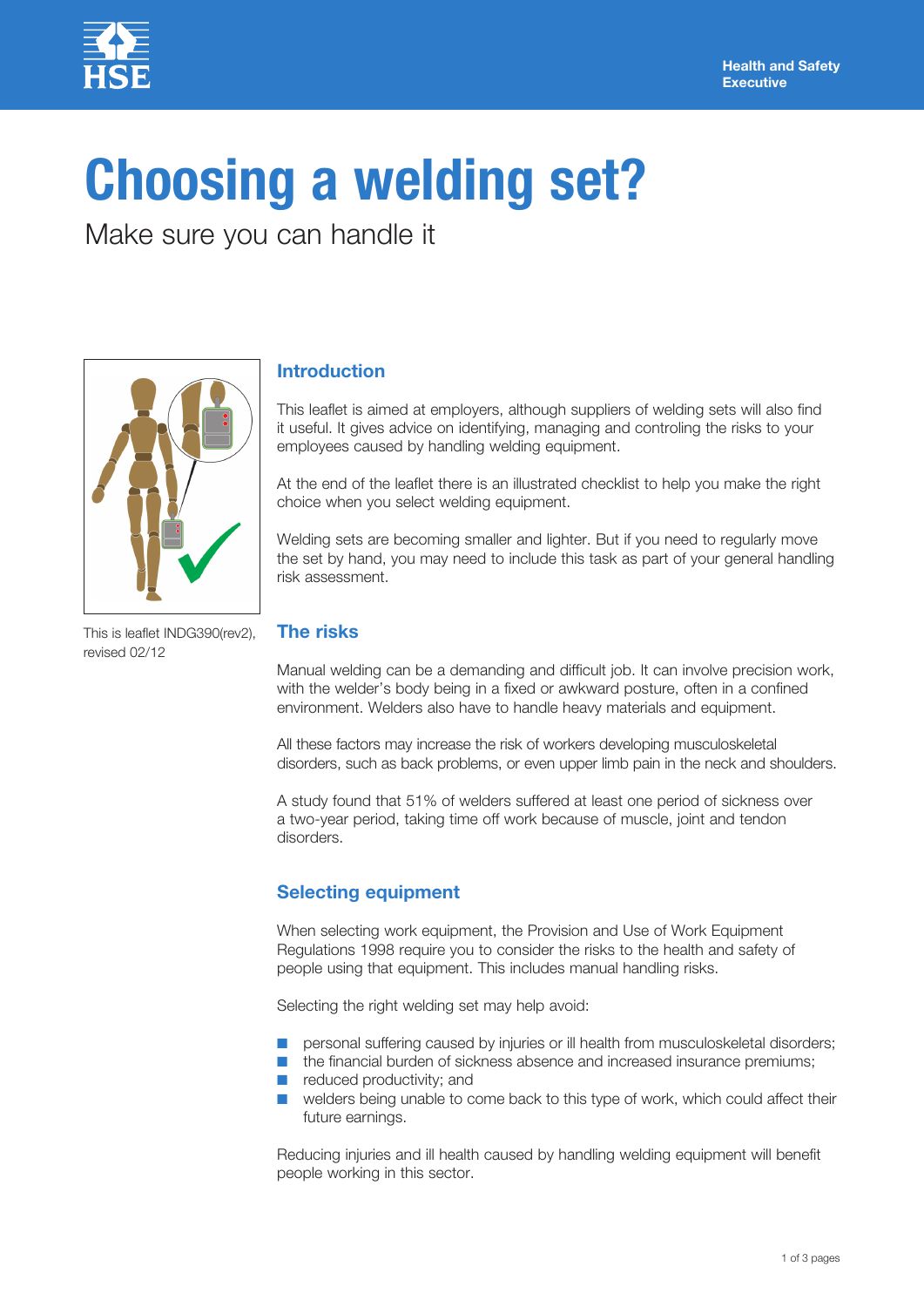Health and Safety Executive

# Choosing a welding set?

## Make sure you can handle it

This is leaflet INDG390(rev2), revised 02/12

### Introduction

This leaflet is aimed at employers, although suppliers of welding sets will also find it useful. It gives advice on identifying, managing and controling the risks to your employees caused by handling welding equipment.

At the end of the leaflet there is an illustrated checklist to help you make the right choice when you select welding equipment.

Welding sets are becoming smaller and lighter. But if you need to regularly move the set by hand, you may need to include this task as part of your general handling risk assessment.

### The risks

Manual welding can be a demanding and difficult job. It can involve precision work, with the welder's body being in a fixed or awkward posture, often in a confined environment. Welders also have to handle heavy materials and equipment.

All these factors may increase the risk of workers developing musculoskeletal disorders, such as back problems, or even upper limb pain in the neck and shoulders.

A study found that 51% of welders suffered at least one period of sickness over a two-year period, taking time off work because of muscle, joint and tendon disorders.

### Selecting equipment

When selecting work equipment, the Provision and Use of Work Equipment Regulations 1998 require you to consider the risks to the health and safety of people using that equipment. This includes manual handling risks.

Selecting the right welding set may help avoid:

- personal suffering caused by injuries or ill health from musculoskeletal disorders;
- the financial burden of sickness absence and increased insurance premiums;
- reduced productivity; and
- welders being unable to come back to this type of work, which could affect their future earnings.

Reducing injuries and ill health caused by handling welding equipment will benefit people working in this sector.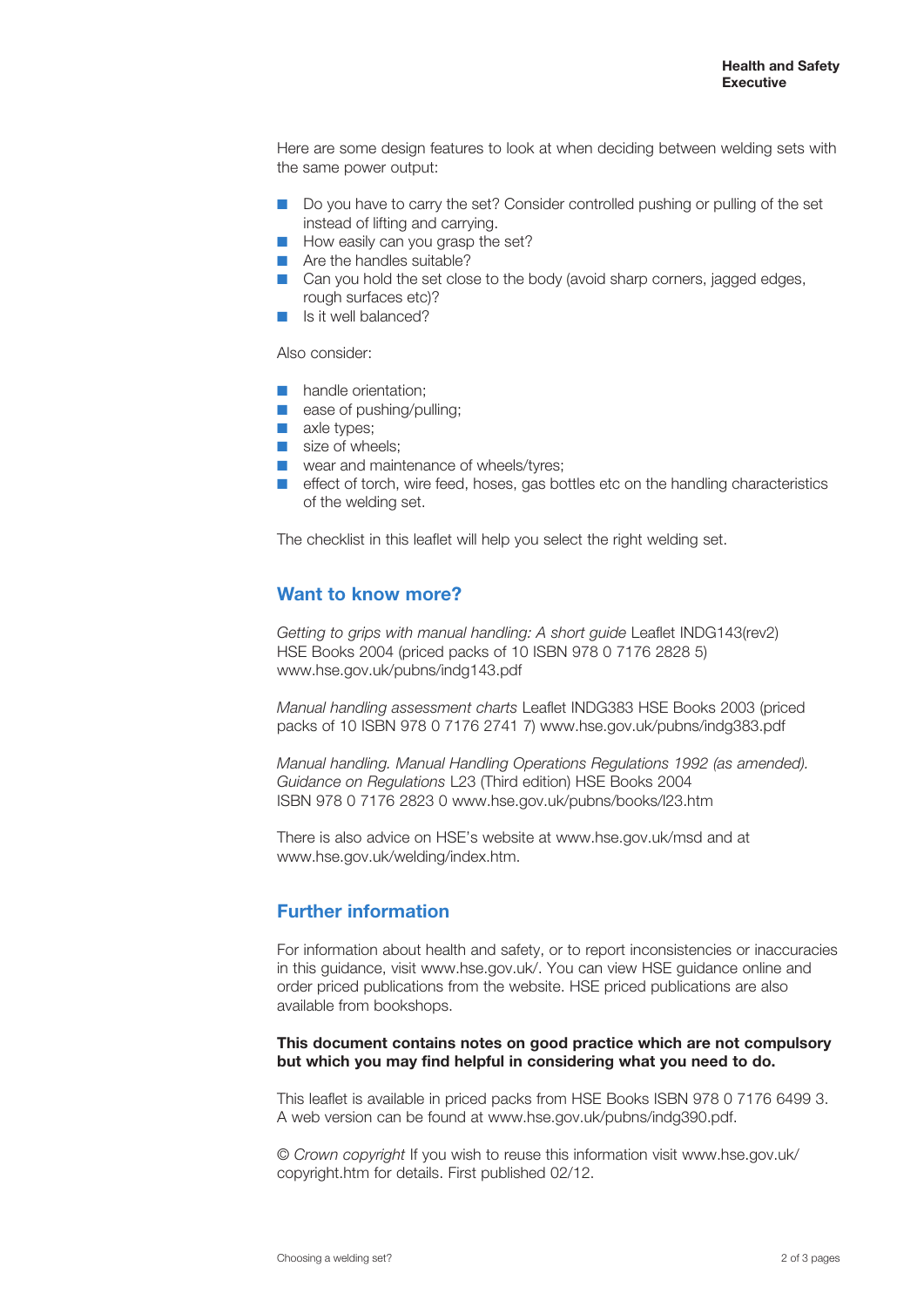Here are some design features to look at when deciding between welding sets with the same power output:

- Do you have to carry the set? Consider controlled pushing or pulling of the set instead of lifting and carrying.
- How easily can you grasp the set?
- Are the handles suitable?
- Can you hold the set close to the body (avoid sharp corners, jagged edges, rough surfaces etc)?
- Is it well balanced?

Also consider:

- handle orientation;
- ease of pushing/pulling;
- axle types;
- size of wheels;
- wear and maintenance of wheels/tyres;
- effect of torch, wire feed, hoses, gas bottles etc on the handling characteristics of the welding set.

The checklist in this leaflet will help you select the right welding set.

## Want to know more?

*Getting to grips with manual handling: A short guide* Leaflet INDG143(rev2) HSE Books 2004 (priced packs of 10 ISBN 978 0 7176 2828 5) www.hse.gov.uk/pubns/indg143.pdf

*Manual handling assessment charts* Leaflet INDG383 HSE Books 2003 (priced packs of 10 ISBN 978 0 7176 2741 7) www.hse.gov.uk/pubns/indg383.pdf

*Manual handling. Manual Handling Operations Regulations 1992 (as amended). Guidance on Regulations* L23 (Third edition) HSE Books 2004 ISBN 978 0 7176 2823 0 www.hse.gov.uk/pubns/books/l23.htm

There is also advice on HSE's website at www.hse.gov.uk/msd and at www.hse.gov.uk/welding/index.htm.

## Further information

For information about health and safety, or to report inconsistencies or inaccuracies in this guidance, visit www.hse.gov.uk/. You can view HSE guidance online and order priced publications from the website. HSE priced publications are also available from bookshops.

**This document contains notes on good practice which are not compulsory but which you may find helpful in considering what you need to do.**

This leaflet is available in priced packs from HSE Books ISBN 978 0 7176 6499 3. A web version can be found at www.hse.gov.uk/pubns/indg390.pdf.

© *Crown copyright* If you wish to reuse this information visit www.hse.gov.uk/copyright.htm for details. First published 02/12.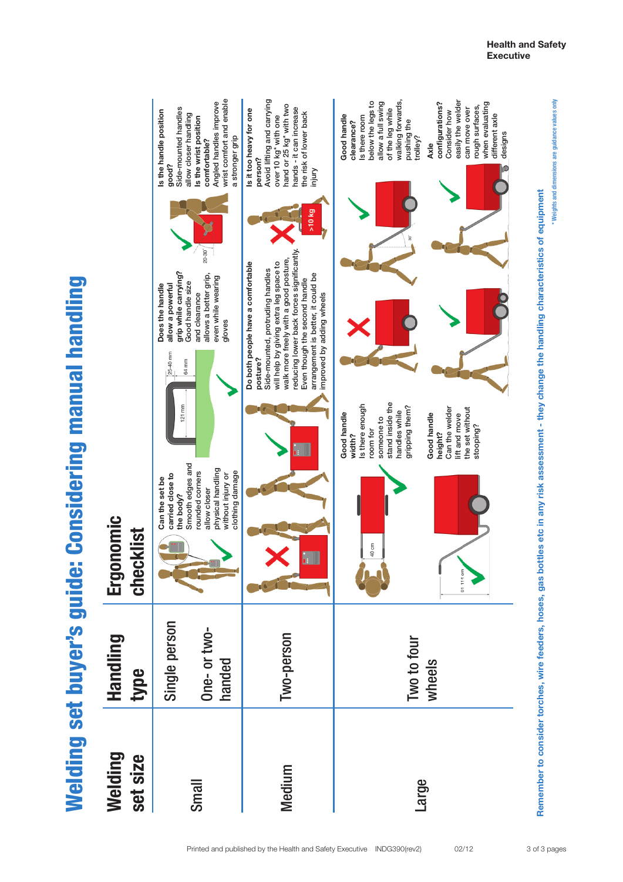Health and Safety Executive

# Welding set buyer's guide: Considering manual handling

| Welding set size | Handling type | Ergonomic checklist |
|---|---|---|
| Small | Single person<br><br>One- or two-handed | **Can the set be carried close to the body?** Smooth edges and rounded corners allow closer physical handling without injury or clothing damage<br><br>**Does the handle allow a powerful grip while carrying?** Good handle size and clearance allows a better grip, even while wearing gloves<br><br>121 mm · 25-40 mm · 64 mm<br><br>**Is the handle position good?** Side-mounted handles allow closer handling<br>**Is the wrist position comfortable?** Angled handles improve wrist comfort and enable a stronger grip<br><br>20-30° |
| Medium | Two-person | **Do both people have a comfortable posture?** Side-mounted, protruding handles will help by giving extra leg space to walk more freely with a good posture, reducing lower back forces significantly. Even though the second handle arrangement is better, it could be improved by adding wheels<br><br>**Is it too heavy for one person?** Avoid lifting and carrying over 10 kg* with one hand or 25 kg* with two hands - it can increase the risk of lower back injury<br><br>>10 kg |
| Large | Two to four wheels | **Good handle width?** Is there enough room for someone to stand inside the handles while gripping them?<br><br>40 cm<br><br>**Good handle height?** Can the welder lift and move the set without stooping?<br><br>91 114 cm<br><br>**Good handle clearance?** Is there room below the legs to allow a full swing of the leg while walking forwards, pushing the trolley?<br><br>30°<br><br>**Axle configurations?** Consider how easily the welder can move over rough surfaces, when evaluating different axle designs |

Remember to consider torches, wire feeders, hoses, gas bottles etc in any risk assessment - they change the handling characteristics of equipment

* Weights and dimensions are guidance values only

Printed and published by the Health and Safety Executive INDG390(rev2) 02/12